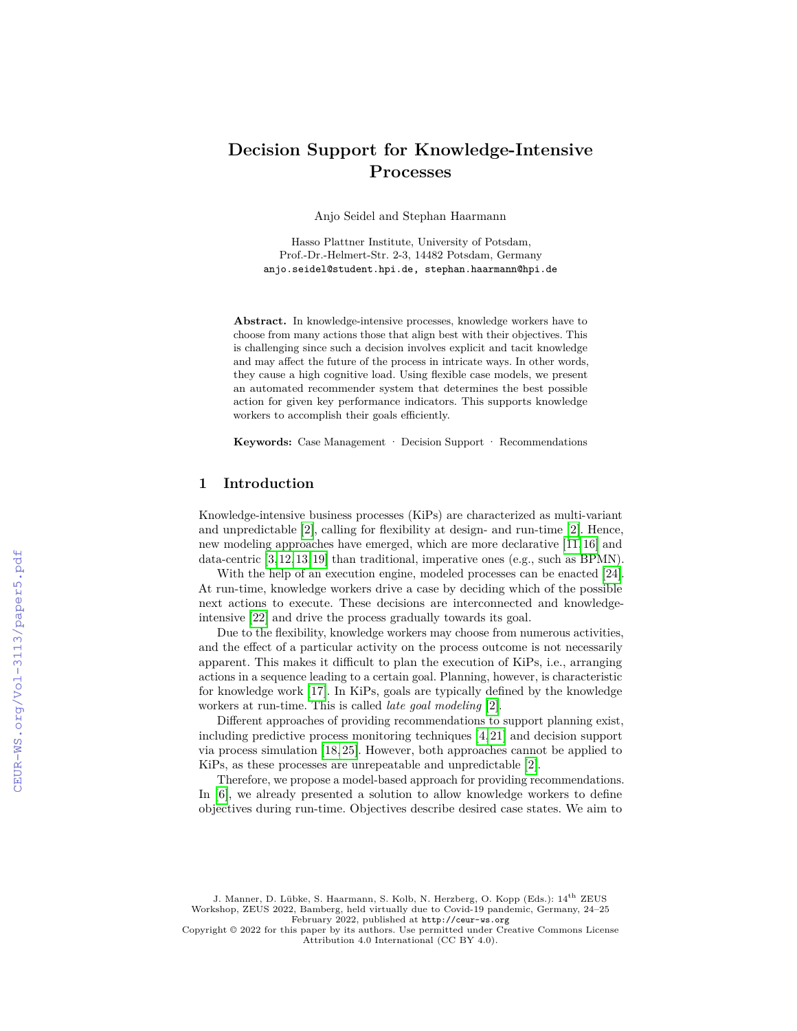# Decision Support for Knowledge-Intensive Processes

Anjo Seidel and Stephan Haarmann

Hasso Plattner Institute, University of Potsdam,
Prof.-Dr.-Helmert-Str. 2-3, 14482 Potsdam, Germany
anjo.seidel@student.hpi.de, stephan.haarmann@hpi.de

**Abstract.** In knowledge-intensive processes, knowledge workers have to choose from many actions those that align best with their objectives. This is challenging since such a decision involves explicit and tacit knowledge and may affect the future of the process in intricate ways. In other words, they cause a high cognitive load. Using flexible case models, we present an automated recommender system that determines the best possible action for given key performance indicators. This supports knowledge workers to accomplish their goals efficiently.

**Keywords:** Case Management · Decision Support · Recommendations

## 1 Introduction

Knowledge-intensive business processes (KiPs) are characterized as multi-variant and unpredictable [2], calling for flexibility at design- and run-time [2]. Hence, new modeling approaches have emerged, which are more declarative [11,16] and data-centric [3,12,13,19] than traditional, imperative ones (e.g., such as BPMN).

With the help of an execution engine, modeled processes can be enacted [24]. At run-time, knowledge workers drive a case by deciding which of the possible next actions to execute. These decisions are interconnected and knowledge-intensive [22] and drive the process gradually towards its goal.

Due to the flexibility, knowledge workers may choose from numerous activities, and the effect of a particular activity on the process outcome is not necessarily apparent. This makes it difficult to plan the execution of KiPs, i.e., arranging actions in a sequence leading to a certain goal. Planning, however, is characteristic for knowledge work [17]. In KiPs, goals are typically defined by the knowledge workers at run-time. This is called *late goal modeling* [2].

Different approaches of providing recommendations to support planning exist, including predictive process monitoring techniques [4,21] and decision support via process simulation [18,25]. However, both approaches cannot be applied to KiPs, as these processes are unrepeatable and unpredictable [2].

Therefore, we propose a model-based approach for providing recommendations. In [6], we already presented a solution to allow knowledge workers to define objectives during run-time. Objectives describe desired case states. We aim to

J. Manner, D. Lübke, S. Haarmann, S. Kolb, N. Herzberg, O. Kopp (Eds.): 14th ZEUS Workshop, ZEUS 2022, Bamberg, held virtually due to Covid-19 pandemic, Germany, 24–25 February 2022, published at http://ceur-ws.org
Copyright © 2022 for this paper by its authors. Use permitted under Creative Commons License Attribution 4.0 International (CC BY 4.0).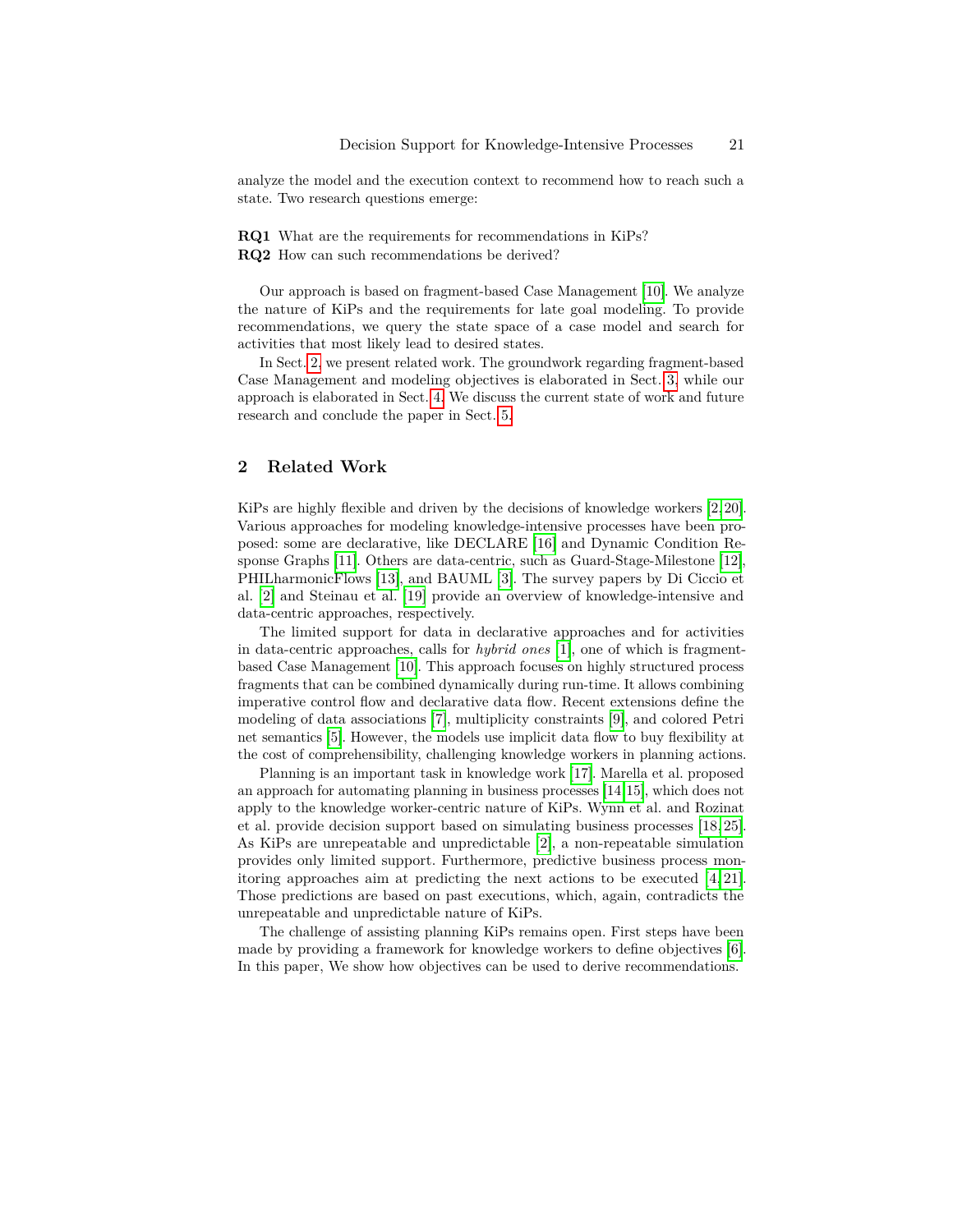analyze the model and the execution context to recommend how to reach such a state. Two research questions emerge:

**RQ1** What are the requirements for recommendations in KiPs?
**RQ2** How can such recommendations be derived?

Our approach is based on fragment-based Case Management [10]. We analyze the nature of KiPs and the requirements for late goal modeling. To provide recommendations, we query the state space of a case model and search for activities that most likely lead to desired states.

In Sect. 2, we present related work. The groundwork regarding fragment-based Case Management and modeling objectives is elaborated in Sect. 3, while our approach is elaborated in Sect. 4. We discuss the current state of work and future research and conclude the paper in Sect. 5.

## 2 Related Work

KiPs are highly flexible and driven by the decisions of knowledge workers [2,20]. Various approaches for modeling knowledge-intensive processes have been proposed: some are declarative, like DECLARE [16] and Dynamic Condition Response Graphs [11]. Others are data-centric, such as Guard-Stage-Milestone [12], PHILharmonicFlows [13], and BAUML [3]. The survey papers by Di Ciccio et al. [2] and Steinau et al. [19] provide an overview of knowledge-intensive and data-centric approaches, respectively.

The limited support for data in declarative approaches and for activities in data-centric approaches, calls for *hybrid ones* [1], one of which is fragment-based Case Management [10]. This approach focuses on highly structured process fragments that can be combined dynamically during run-time. It allows combining imperative control flow and declarative data flow. Recent extensions define the modeling of data associations [7], multiplicity constraints [9], and colored Petri net semantics [5]. However, the models use implicit data flow to buy flexibility at the cost of comprehensibility, challenging knowledge workers in planning actions.

Planning is an important task in knowledge work [17]. Marella et al. proposed an approach for automating planning in business processes [14,15], which does not apply to the knowledge worker-centric nature of KiPs. Wynn et al. and Rozinat et al. provide decision support based on simulating business processes [18,25]. As KiPs are unrepeatable and unpredictable [2], a non-repeatable simulation provides only limited support. Furthermore, predictive business process monitoring approaches aim at predicting the next actions to be executed [4,21]. Those predictions are based on past executions, which, again, contradicts the unrepeatable and unpredictable nature of KiPs.

The challenge of assisting planning KiPs remains open. First steps have been made by providing a framework for knowledge workers to define objectives [6]. In this paper, We show how objectives can be used to derive recommendations.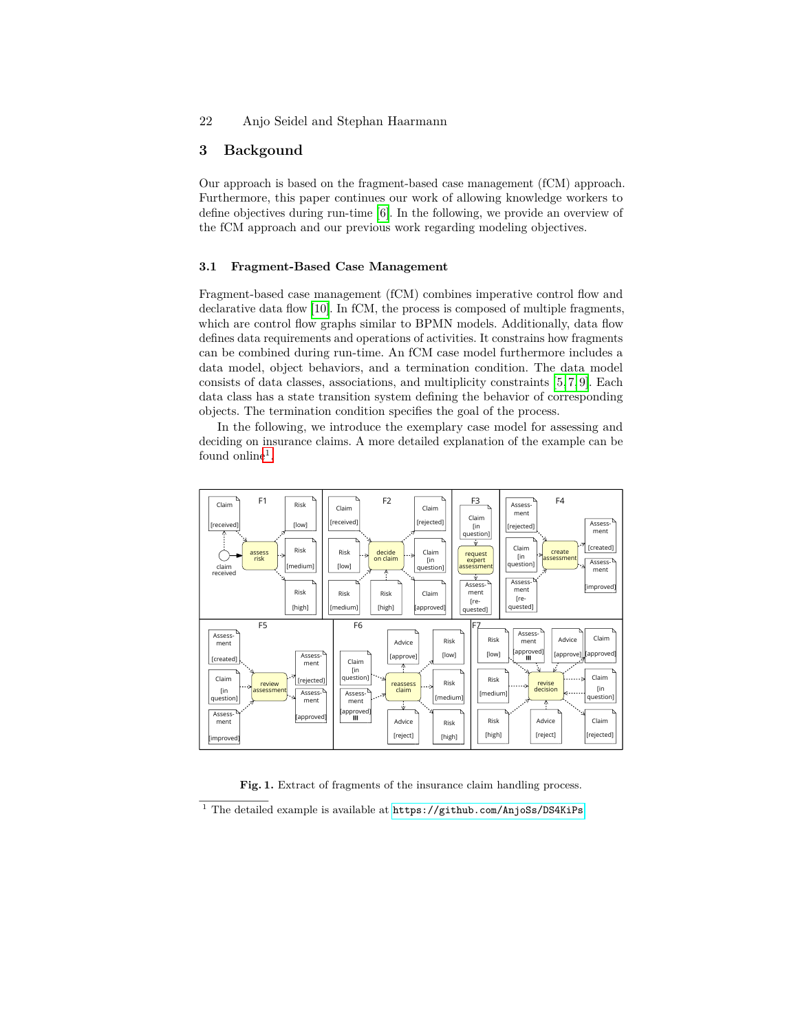## 3 Backgound

Our approach is based on the fragment-based case management (fCM) approach. Furthermore, this paper continues our work of allowing knowledge workers to define objectives during run-time [6]. In the following, we provide an overview of the fCM approach and our previous work regarding modeling objectives.

### 3.1 Fragment-Based Case Management

Fragment-based case management (fCM) combines imperative control flow and declarative data flow [10]. In fCM, the process is composed of multiple fragments, which are control flow graphs similar to BPMN models. Additionally, data flow defines data requirements and operations of activities. It constrains how fragments can be combined during run-time. An fCM case model furthermore includes a data model, object behaviors, and a termination condition. The data model consists of data classes, associations, and multiplicity constraints [5,7,9]. Each data class has a state transition system defining the behavior of corresponding objects. The termination condition specifies the goal of the process.

In the following, we introduce the exemplary case model for assessing and deciding on insurance claims. A more detailed explanation of the example can be found online[1].

**Fig. 1.** Extract of fragments of the insurance claim handling process.

[1] The detailed example is available at https://github.com/AnjoSs/DS4KiPs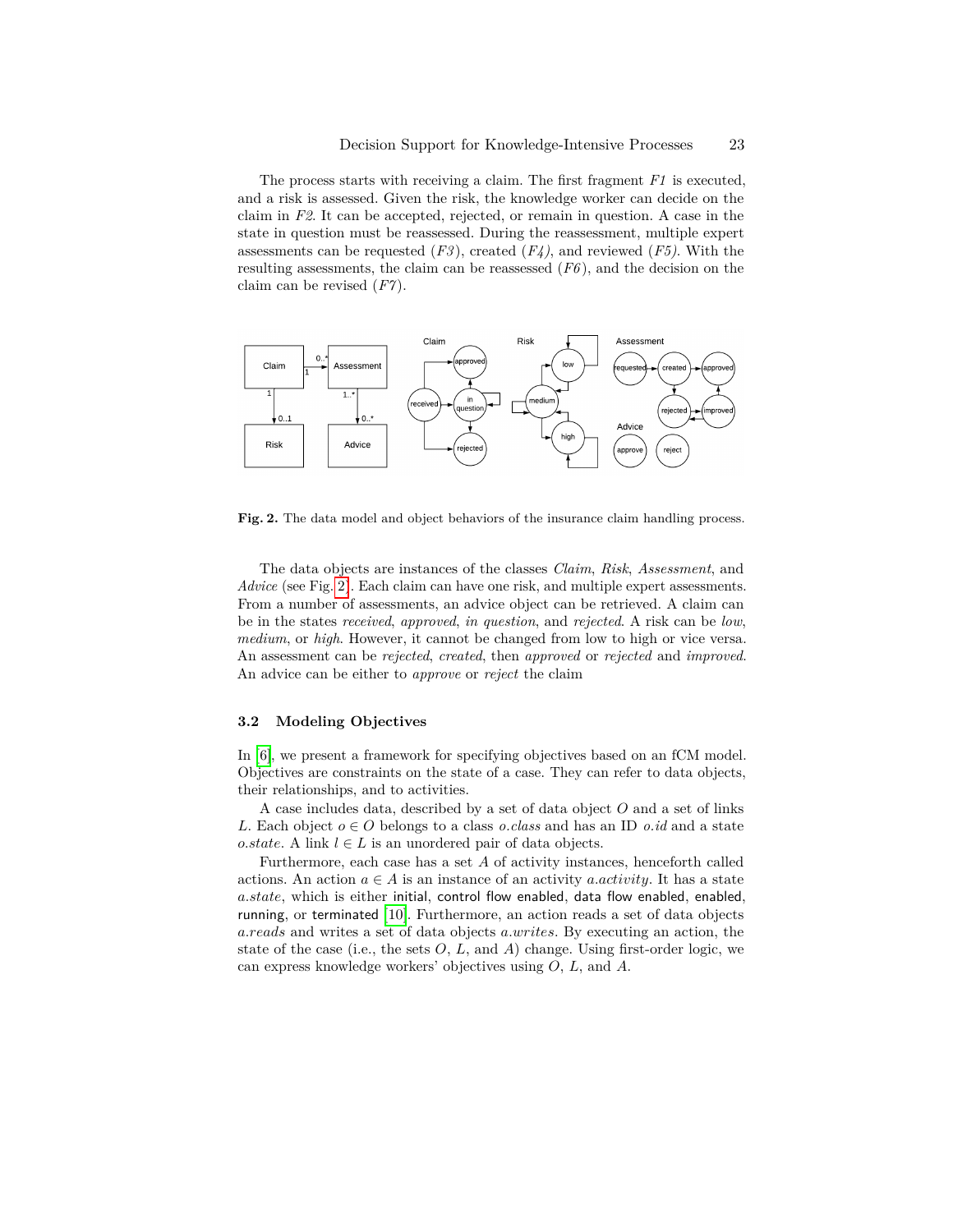The process starts with receiving a claim. The first fragment *F1* is executed, and a risk is assessed. Given the risk, the knowledge worker can decide on the claim in *F2*. It can be accepted, rejected, or remain in question. A case in the state in question must be reassessed. During the reassessment, multiple expert assessments can be requested (*F3*), created (*F4)*, and reviewed (*F5)*. With the resulting assessments, the claim can be reassessed (*F6*), and the decision on the claim can be revised (*F7*).

**Fig. 2.** The data model and object behaviors of the insurance claim handling process.

The data objects are instances of the classes *Claim*, *Risk*, *Assessment*, and *Advice* (see Fig. 2). Each claim can have one risk, and multiple expert assessments. From a number of assessments, an advice object can be retrieved. A claim can be in the states *received*, *approved*, *in question*, and *rejected*. A risk can be *low*, *medium*, or *high*. However, it cannot be changed from low to high or vice versa. An assessment can be *rejected*, *created*, then *approved* or *rejected* and *improved*. An advice can be either to *approve* or *reject* the claim

### 3.2 Modeling Objectives

In [6], we present a framework for specifying objectives based on an fCM model. Objectives are constraints on the state of a case. They can refer to data objects, their relationships, and to activities.

A case includes data, described by a set of data object $O$ and a set of links $L$. Each object $o \in O$ belongs to a class $o.class$ and has an ID $o.id$ and a state $o.state$. A link $l \in L$ is an unordered pair of data objects.

Furthermore, each case has a set $A$ of activity instances, henceforth called actions. An action $a \in A$ is an instance of an activity $a.activity$. It has a state $a.state$, which is either initial, control flow enabled, data flow enabled, enabled, running, or terminated [10]. Furthermore, an action reads a set of data objects $a.reads$ and writes a set of data objects $a.writes$. By executing an action, the state of the case (i.e., the sets $O$, $L$, and $A$) change. Using first-order logic, we can express knowledge workers' objectives using $O$, $L$, and $A$.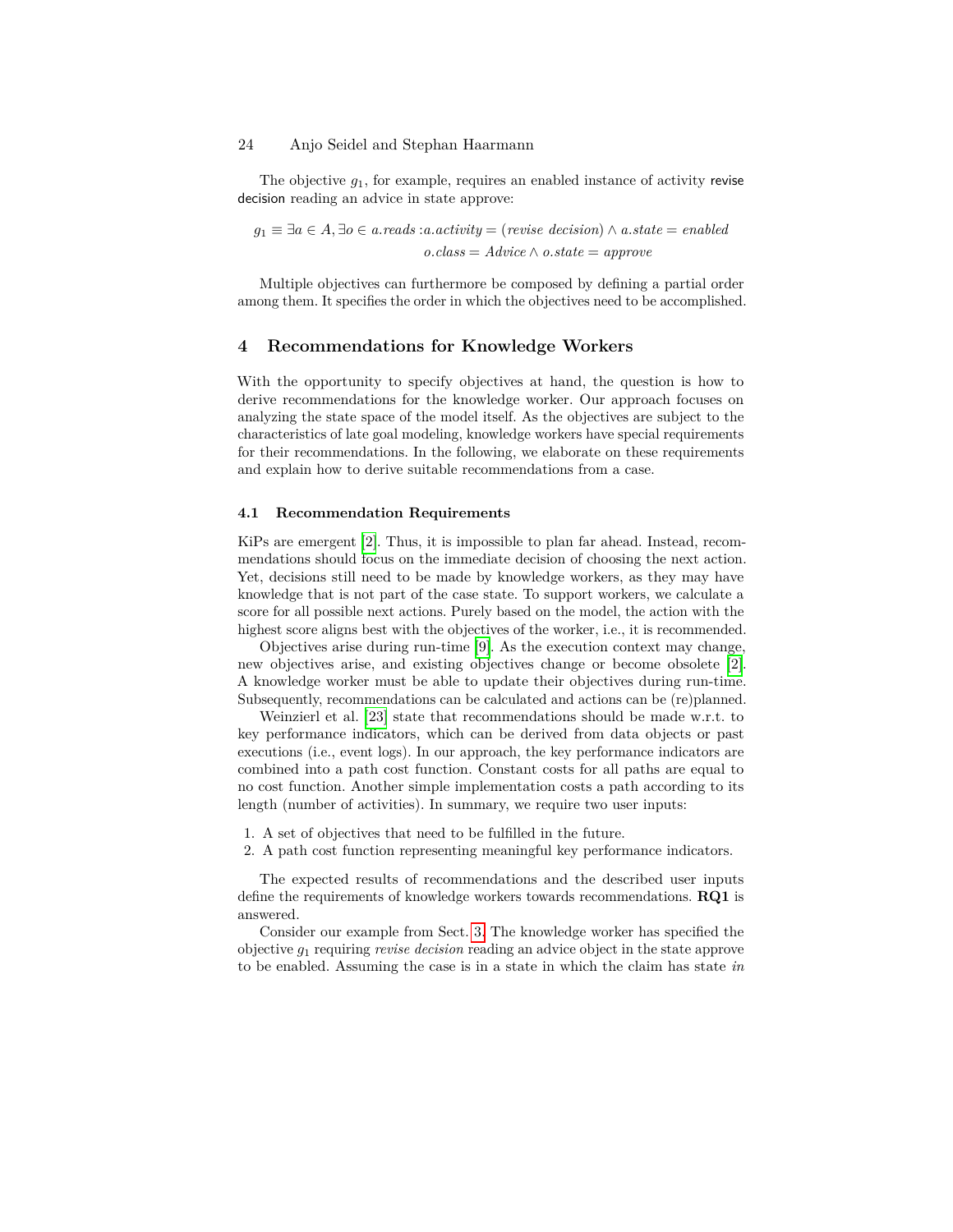The objective $g_1$, for example, requires an enabled instance of activity revise decision reading an advice in state approve:

$$g_1 \equiv \exists a \in A, \exists o \in a.reads : a.activity = (revise\ decision) \wedge a.state = enabled$$
$$o.class = Advice \wedge o.state = approve$$

Multiple objectives can furthermore be composed by defining a partial order among them. It specifies the order in which the objectives need to be accomplished.

## 4 Recommendations for Knowledge Workers

With the opportunity to specify objectives at hand, the question is how to derive recommendations for the knowledge worker. Our approach focuses on analyzing the state space of the model itself. As the objectives are subject to the characteristics of late goal modeling, knowledge workers have special requirements for their recommendations. In the following, we elaborate on these requirements and explain how to derive suitable recommendations from a case.

### 4.1 Recommendation Requirements

KiPs are emergent [2]. Thus, it is impossible to plan far ahead. Instead, recommendations should focus on the immediate decision of choosing the next action. Yet, decisions still need to be made by knowledge workers, as they may have knowledge that is not part of the case state. To support workers, we calculate a score for all possible next actions. Purely based on the model, the action with the highest score aligns best with the objectives of the worker, i.e., it is recommended.

Objectives arise during run-time [9]. As the execution context may change, new objectives arise, and existing objectives change or become obsolete [2]. A knowledge worker must be able to update their objectives during run-time. Subsequently, recommendations can be calculated and actions can be (re)planned.

Weinzierl et al. [23] state that recommendations should be made w.r.t. to key performance indicators, which can be derived from data objects or past executions (i.e., event logs). In our approach, the key performance indicators are combined into a path cost function. Constant costs for all paths are equal to no cost function. Another simple implementation costs a path according to its length (number of activities). In summary, we require two user inputs:

1. A set of objectives that need to be fulfilled in the future.
2. A path cost function representing meaningful key performance indicators.

The expected results of recommendations and the described user inputs define the requirements of knowledge workers towards recommendations. **RQ1** is answered.

Consider our example from Sect. 3. The knowledge worker has specified the objective $g_1$ requiring *revise decision* reading an advice object in the state approve to be enabled. Assuming the case is in a state in which the claim has state *in*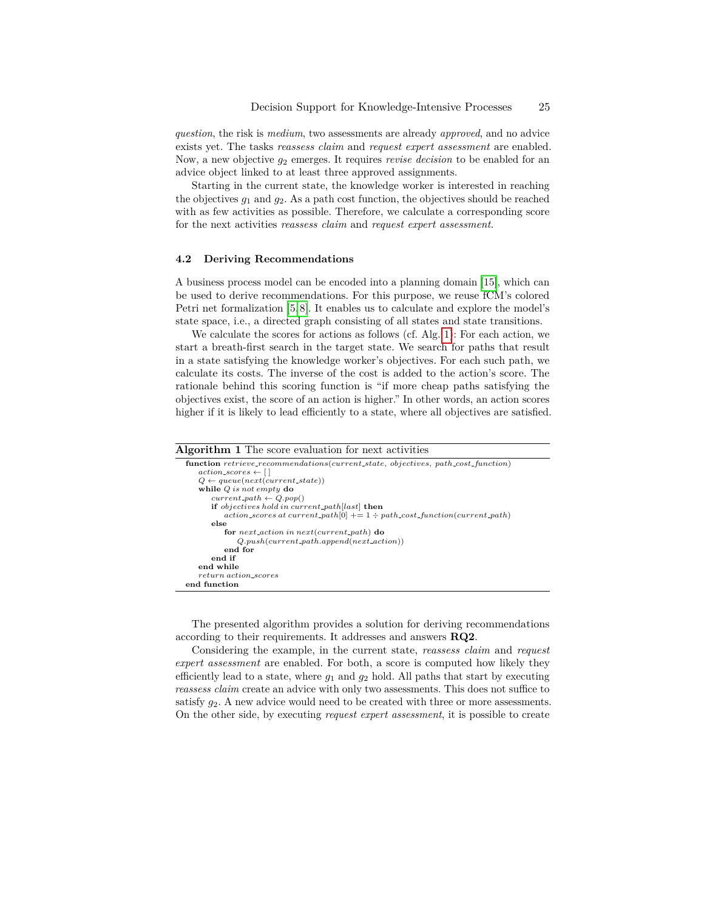*question*, the risk is *medium*, two assessments are already *approved*, and no advice exists yet. The tasks *reassess claim* and *request expert assessment* are enabled. Now, a new objective $g_2$ emerges. It requires *revise decision* to be enabled for an advice object linked to at least three approved assignments.

Starting in the current state, the knowledge worker is interested in reaching the objectives $g_1$ and $g_2$. As a path cost function, the objectives should be reached with as few activities as possible. Therefore, we calculate a corresponding score for the next activities *reassess claim* and *request expert assessment*.

### 4.2 Deriving Recommendations

A business process model can be encoded into a planning domain [15], which can be used to derive recommendations. For this purpose, we reuse fCM's colored Petri net formalization [5,8]. It enables us to calculate and explore the model's state space, i.e., a directed graph consisting of all states and state transitions.

We calculate the scores for actions as follows (cf. Alg. 1): For each action, we start a breath-first search in the target state. We search for paths that result in a state satisfying the knowledge worker's objectives. For each such path, we calculate its costs. The inverse of the cost is added to the action's score. The rationale behind this scoring function is "if more cheap paths satisfying the objectives exist, the score of an action is higher." In other words, an action scores higher if it is likely to lead efficiently to a state, where all objectives are satisfied.

**Algorithm 1** The score evaluation for next activities

```
function retrieve_recommendations(current_state, objectives, path_cost_function)
    action_scores ← [ ]
    Q ← queue(next(current_state))
    while Q is not empty do
        current_path ← Q.pop()
        if objectives hold in current_path[last] then
            action_scores at current_path[0] += 1 ÷ path_cost_function(current_path)
        else
            for next_action in next(current_path) do
                Q.push(current_path.append(next_action))
            end for
        end if
    end while
    return action_scores
end function
```

The presented algorithm provides a solution for deriving recommendations according to their requirements. It addresses and answers **RQ2**.

Considering the example, in the current state, *reassess claim* and *request expert assessment* are enabled. For both, a score is computed how likely they efficiently lead to a state, where $g_1$ and $g_2$ hold. All paths that start by executing *reassess claim* create an advice with only two assessments. This does not suffice to satisfy $g_2$. A new advice would need to be created with three or more assessments. On the other side, by executing *request expert assessment*, it is possible to create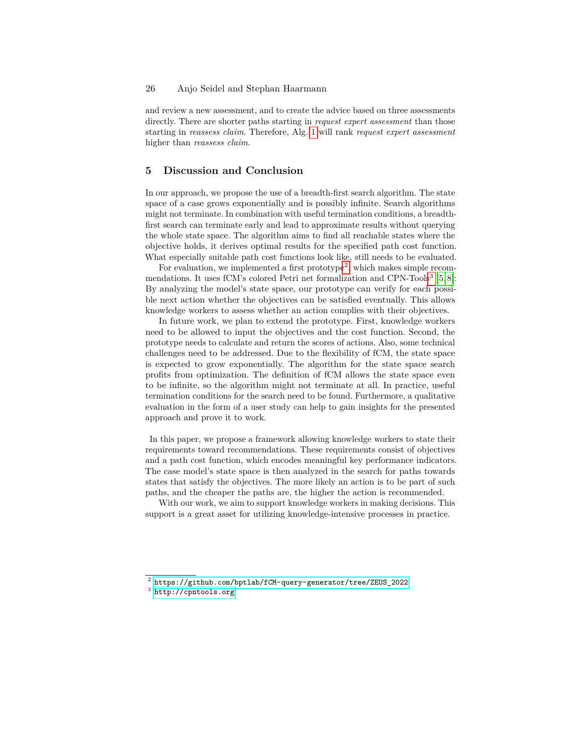and review a new assessment, and to create the advice based on three assessments directly. There are shorter paths starting in *request expert assessment* than those starting in *reassess claim*. Therefore, Alg. 1 will rank *request expert assessment* higher than *reassess claim*.

## 5 Discussion and Conclusion

In our approach, we propose the use of a breadth-first search algorithm. The state space of a case grows exponentially and is possibly infinite. Search algorithms might not terminate. In combination with useful termination conditions, a breadth-first search can terminate early and lead to approximate results without querying the whole state space. The algorithm aims to find all reachable states where the objective holds, it derives optimal results for the specified path cost function. What especially suitable path cost functions look like, still needs to be evaluated.

For evaluation, we implemented a first prototype[2] which makes simple recommendations. It uses fCM's colored Petri net formalization and CPN-Tools[3] [5,8]: By analyzing the model's state space, our prototype can verify for each possible next action whether the objectives can be satisfied eventually. This allows knowledge workers to assess whether an action complies with their objectives.

In future work, we plan to extend the prototype. First, knowledge workers need to be allowed to input the objectives and the cost function. Second, the prototype needs to calculate and return the scores of actions. Also, some technical challenges need to be addressed. Due to the flexibility of fCM, the state space is expected to grow exponentially. The algorithm for the state space search profits from optimization. The definition of fCM allows the state space even to be infinite, so the algorithm might not terminate at all. In practice, useful termination conditions for the search need to be found. Furthermore, a qualitative evaluation in the form of a user study can help to gain insights for the presented approach and prove it to work.

In this paper, we propose a framework allowing knowledge workers to state their requirements toward recommendations. These requirements consist of objectives and a path cost function, which encodes meaningful key performance indicators. The case model's state space is then analyzed in the search for paths towards states that satisfy the objectives. The more likely an action is to be part of such paths, and the cheaper the paths are, the higher the action is recommended.

With our work, we aim to support knowledge workers in making decisions. This support is a great asset for utilizing knowledge-intensive processes in practice.

---

[2] https://github.com/bptlab/fCM-query-generator/tree/ZEUS_2022

[3] http://cpntools.org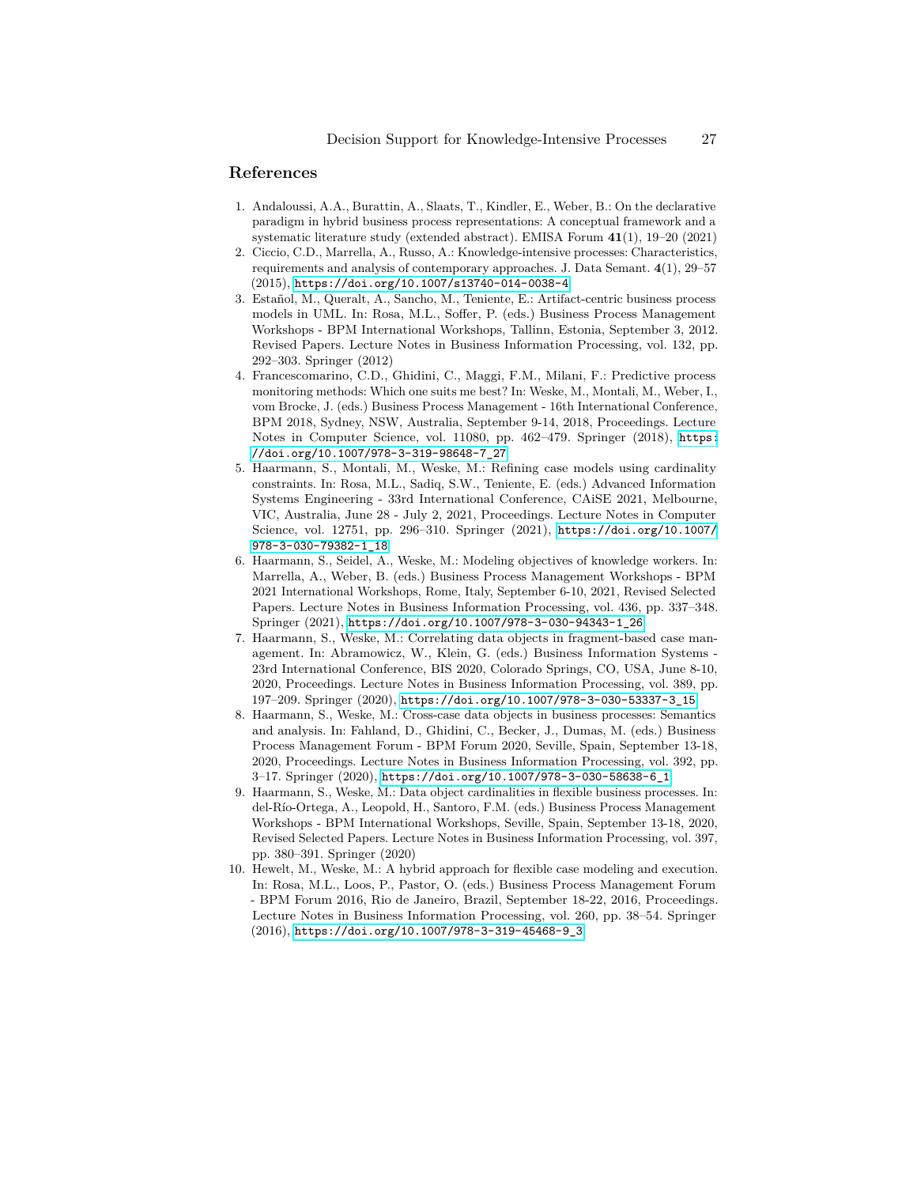## References

1. Andaloussi, A.A., Burattin, A., Slaats, T., Kindler, E., Weber, B.: On the declarative paradigm in hybrid business process representations: A conceptual framework and a systematic literature study (extended abstract). EMISA Forum **41**(1), 19–20 (2021)
2. Ciccio, C.D., Marrella, A., Russo, A.: Knowledge-intensive processes: Characteristics, requirements and analysis of contemporary approaches. J. Data Semant. **4**(1), 29–57 (2015), https://doi.org/10.1007/s13740-014-0038-4
3. Estañol, M., Queralt, A., Sancho, M., Teniente, E.: Artifact-centric business process models in UML. In: Rosa, M.L., Soffer, P. (eds.) Business Process Management Workshops - BPM International Workshops, Tallinn, Estonia, September 3, 2012. Revised Papers. Lecture Notes in Business Information Processing, vol. 132, pp. 292–303. Springer (2012)
4. Francescomarino, C.D., Ghidini, C., Maggi, F.M., Milani, F.: Predictive process monitoring methods: Which one suits me best? In: Weske, M., Montali, M., Weber, I., vom Brocke, J. (eds.) Business Process Management - 16th International Conference, BPM 2018, Sydney, NSW, Australia, September 9-14, 2018, Proceedings. Lecture Notes in Computer Science, vol. 11080, pp. 462–479. Springer (2018), https://doi.org/10.1007/978-3-319-98648-7_27
5. Haarmann, S., Montali, M., Weske, M.: Refining case models using cardinality constraints. In: Rosa, M.L., Sadiq, S.W., Teniente, E. (eds.) Advanced Information Systems Engineering - 33rd International Conference, CAiSE 2021, Melbourne, VIC, Australia, June 28 - July 2, 2021, Proceedings. Lecture Notes in Computer Science, vol. 12751, pp. 296–310. Springer (2021), https://doi.org/10.1007/978-3-030-79382-1_18
6. Haarmann, S., Seidel, A., Weske, M.: Modeling objectives of knowledge workers. In: Marrella, A., Weber, B. (eds.) Business Process Management Workshops - BPM 2021 International Workshops, Rome, Italy, September 6-10, 2021, Revised Selected Papers. Lecture Notes in Business Information Processing, vol. 436, pp. 337–348. Springer (2021), https://doi.org/10.1007/978-3-030-94343-1_26
7. Haarmann, S., Weske, M.: Correlating data objects in fragment-based case management. In: Abramowicz, W., Klein, G. (eds.) Business Information Systems - 23rd International Conference, BIS 2020, Colorado Springs, CO, USA, June 8-10, 2020, Proceedings. Lecture Notes in Business Information Processing, vol. 389, pp. 197–209. Springer (2020), https://doi.org/10.1007/978-3-030-53337-3_15
8. Haarmann, S., Weske, M.: Cross-case data objects in business processes: Semantics and analysis. In: Fahland, D., Ghidini, C., Becker, J., Dumas, M. (eds.) Business Process Management Forum - BPM Forum 2020, Seville, Spain, September 13-18, 2020, Proceedings. Lecture Notes in Business Information Processing, vol. 392, pp. 3–17. Springer (2020), https://doi.org/10.1007/978-3-030-58638-6_1
9. Haarmann, S., Weske, M.: Data object cardinalities in flexible business processes. In: del-Río-Ortega, A., Leopold, H., Santoro, F.M. (eds.) Business Process Management Workshops - BPM International Workshops, Seville, Spain, September 13-18, 2020, Revised Selected Papers. Lecture Notes in Business Information Processing, vol. 397, pp. 380–391. Springer (2020)
10. Hewelt, M., Weske, M.: A hybrid approach for flexible case modeling and execution. In: Rosa, M.L., Loos, P., Pastor, O. (eds.) Business Process Management Forum - BPM Forum 2016, Rio de Janeiro, Brazil, September 18-22, 2016, Proceedings. Lecture Notes in Business Information Processing, vol. 260, pp. 38–54. Springer (2016), https://doi.org/10.1007/978-3-319-45468-9_3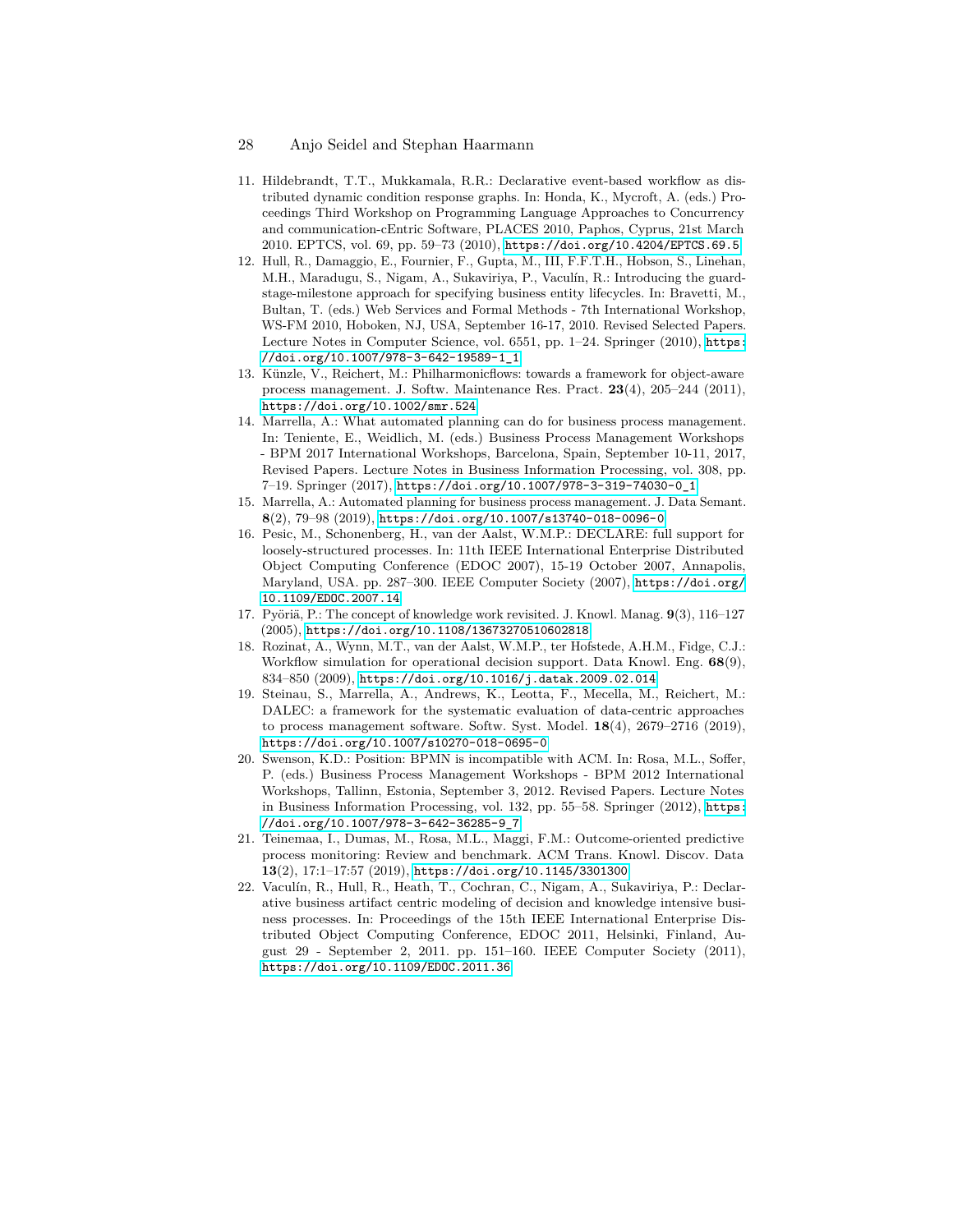11. Hildebrandt, T.T., Mukkamala, R.R.: Declarative event-based workflow as distributed dynamic condition response graphs. In: Honda, K., Mycroft, A. (eds.) Proceedings Third Workshop on Programming Language Approaches to Concurrency and communication-cEntric Software, PLACES 2010, Paphos, Cyprus, 21st March 2010. EPTCS, vol. 69, pp. 59–73 (2010), https://doi.org/10.4204/EPTCS.69.5
12. Hull, R., Damaggio, E., Fournier, F., Gupta, M., III, F.F.T.H., Hobson, S., Linehan, M.H., Maradugu, S., Nigam, A., Sukaviriya, P., Vaculín, R.: Introducing the guard-stage-milestone approach for specifying business entity lifecycles. In: Bravetti, M., Bultan, T. (eds.) Web Services and Formal Methods - 7th International Workshop, WS-FM 2010, Hoboken, NJ, USA, September 16-17, 2010. Revised Selected Papers. Lecture Notes in Computer Science, vol. 6551, pp. 1–24. Springer (2010), https://doi.org/10.1007/978-3-642-19589-1_1
13. Künzle, V., Reichert, M.: Philharmonicflows: towards a framework for object-aware process management. J. Softw. Maintenance Res. Pract. **23**(4), 205–244 (2011), https://doi.org/10.1002/smr.524
14. Marrella, A.: What automated planning can do for business process management. In: Teniente, E., Weidlich, M. (eds.) Business Process Management Workshops - BPM 2017 International Workshops, Barcelona, Spain, September 10-11, 2017, Revised Papers. Lecture Notes in Business Information Processing, vol. 308, pp. 7–19. Springer (2017), https://doi.org/10.1007/978-3-319-74030-0_1
15. Marrella, A.: Automated planning for business process management. J. Data Semant. **8**(2), 79–98 (2019), https://doi.org/10.1007/s13740-018-0096-0
16. Pesic, M., Schonenberg, H., van der Aalst, W.M.P.: DECLARE: full support for loosely-structured processes. In: 11th IEEE International Enterprise Distributed Object Computing Conference (EDOC 2007), 15-19 October 2007, Annapolis, Maryland, USA. pp. 287–300. IEEE Computer Society (2007), https://doi.org/10.1109/EDOC.2007.14
17. Pyöriä, P.: The concept of knowledge work revisited. J. Knowl. Manag. **9**(3), 116–127 (2005), https://doi.org/10.1108/13673270510602818
18. Rozinat, A., Wynn, M.T., van der Aalst, W.M.P., ter Hofstede, A.H.M., Fidge, C.J.: Workflow simulation for operational decision support. Data Knowl. Eng. **68**(9), 834–850 (2009), https://doi.org/10.1016/j.datak.2009.02.014
19. Steinau, S., Marrella, A., Andrews, K., Leotta, F., Mecella, M., Reichert, M.: DALEC: a framework for the systematic evaluation of data-centric approaches to process management software. Softw. Syst. Model. **18**(4), 2679–2716 (2019), https://doi.org/10.1007/s10270-018-0695-0
20. Swenson, K.D.: Position: BPMN is incompatible with ACM. In: Rosa, M.L., Soffer, P. (eds.) Business Process Management Workshops - BPM 2012 International Workshops, Tallinn, Estonia, September 3, 2012. Revised Papers. Lecture Notes in Business Information Processing, vol. 132, pp. 55–58. Springer (2012), https://doi.org/10.1007/978-3-642-36285-9_7
21. Teinemaa, I., Dumas, M., Rosa, M.L., Maggi, F.M.: Outcome-oriented predictive process monitoring: Review and benchmark. ACM Trans. Knowl. Discov. Data **13**(2), 17:1–17:57 (2019), https://doi.org/10.1145/3301300
22. Vaculín, R., Hull, R., Heath, T., Cochran, C., Nigam, A., Sukaviriya, P.: Declarative business artifact centric modeling of decision and knowledge intensive business processes. In: Proceedings of the 15th IEEE International Enterprise Distributed Object Computing Conference, EDOC 2011, Helsinki, Finland, August 29 - September 2, 2011. pp. 151–160. IEEE Computer Society (2011), https://doi.org/10.1109/EDOC.2011.36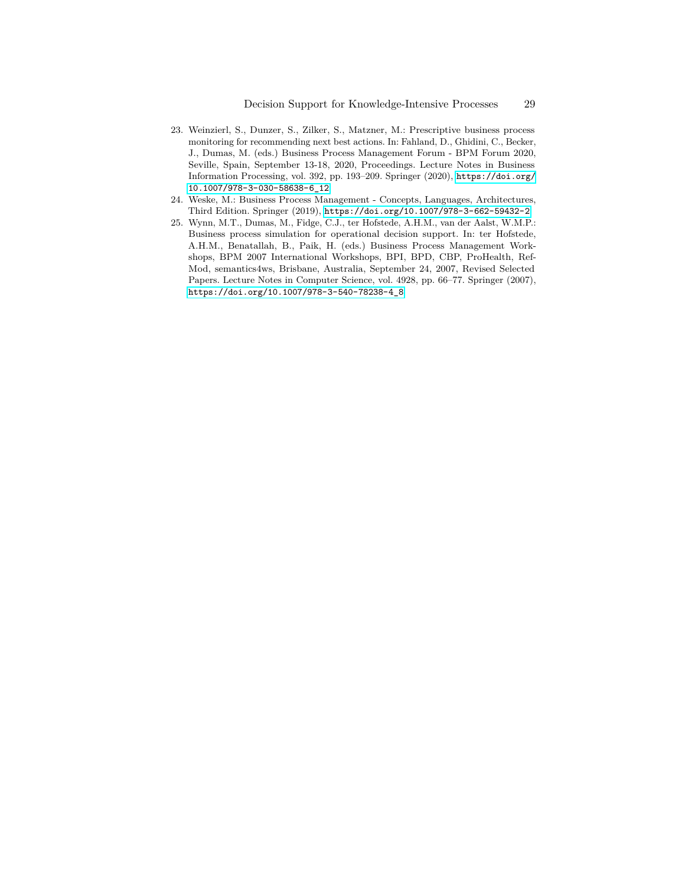23. Weinzierl, S., Dunzer, S., Zilker, S., Matzner, M.: Prescriptive business process monitoring for recommending next best actions. In: Fahland, D., Ghidini, C., Becker, J., Dumas, M. (eds.) Business Process Management Forum - BPM Forum 2020, Seville, Spain, September 13-18, 2020, Proceedings. Lecture Notes in Business Information Processing, vol. 392, pp. 193–209. Springer (2020), https://doi.org/10.1007/978-3-030-58638-6_12
24. Weske, M.: Business Process Management - Concepts, Languages, Architectures, Third Edition. Springer (2019), https://doi.org/10.1007/978-3-662-59432-2
25. Wynn, M.T., Dumas, M., Fidge, C.J., ter Hofstede, A.H.M., van der Aalst, W.M.P.: Business process simulation for operational decision support. In: ter Hofstede, A.H.M., Benatallah, B., Paik, H. (eds.) Business Process Management Workshops, BPM 2007 International Workshops, BPI, BPD, CBP, ProHealth, RefMod, semantics4ws, Brisbane, Australia, September 24, 2007, Revised Selected Papers. Lecture Notes in Computer Science, vol. 4928, pp. 66–77. Springer (2007), https://doi.org/10.1007/978-3-540-78238-4_8